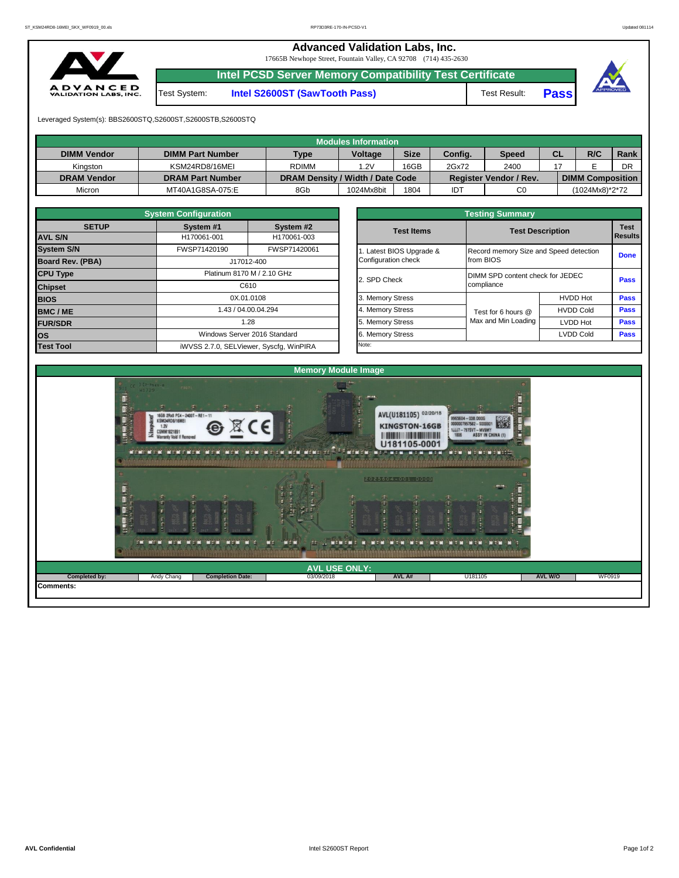# Advanced Validation Labs, Inc.

17665B Newhope Street, Fountain Valley, CA 92708 (714) 435-2630

## Intel PCSD Server Memory Compatibility Test Certificate

Test System: **Intel S2600ST (SawTooth Pass)** Test Result: **Pass**

Leveraged System(s): BBS2600STQ,S2600ST,S2600STB,S2600STQ

| Modules Information | | | | | | | | | |
|---|---|---|---|---|---|---|---|---|---|
| **DIMM Vendor** | **DIMM Part Number** | **Type** | **Voltage** | **Size** | **Config.** | **Speed** | **CL** | **R/C** | **Rank** |
| Kingston | KSM24RD8/16MEI | RDIMM | 1.2V | 16GB | 2Gx72 | 2400 | 17 | E | DR |
| **DRAM Vendor** | **DRAM Part Number** | **DRAM Density / Width / Date Code** | | | **Register Vendor / Rev.** | | **DIMM Composition** | | |
| Micron | MT40A1G8SA-075:E | 8Gb | 1024Mx8bit | 1804 | IDT | C0 | (1024Mx8)*2*72 | | |

| System Configuration | | |
|---|---|---|
| **SETUP** | **System #1** | **System #2** |
| **AVL S/N** | H170061-001 | H170061-003 |
| **System S/N** | FWSP71420190 | FWSP71420061 |
| **Board Rev. (PBA)** | J17012-400 | |
| **CPU Type** | Platinum 8170 M / 2.10 GHz | |
| **Chipset** | C610 | |
| **BIOS** | 0X.01.0108 | |
| **BMC / ME** | 1.43 / 04.00.04.294 | |
| **FUR/SDR** | 1.28 | |
| **OS** | Windows Server 2016 Standard | |
| **Test Tool** | iWVSS 2.7.0, SELViewer, Syscfg, WinPIRA | |

| Testing Summary | | | |
|---|---|---|---|
| **Test Items** | **Test Description** | | **Test Results** |
| 1. Latest BIOS Upgrade & Configuration check | Record memory Size and Speed detection from BIOS | | Done |
| 2. SPD Check | DIMM SPD content check for JEDEC compliance | | Pass |
| 3. Memory Stress | Test for 6 hours @ Max and Min Loading | HVDD Hot | Pass |
| 4. Memory Stress | | HVDD Cold | Pass |
| 5. Memory Stress | | LVDD Hot | Pass |
| 6. Memory Stress | | LVDD Cold | Pass |
| Note: | | | |

## Memory Module Image

## AVL USE ONLY:

| Completed by: | Andy Chang | Completion Date: | 03/09/2018 | AVL A# | U181105 | AVL W/O | WF0919 |
|---|---|---|---|---|---|---|---|

**Comments:**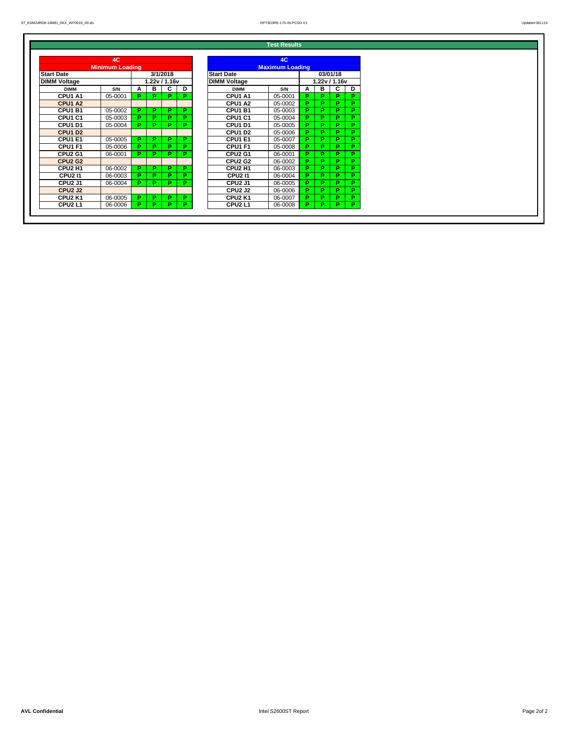## Test Results

| 4C Minimum Loading | | | | | |
|---|---|---|---|---|---|
| **Start Date** | | 3/1/2018 | | | |
| **DIMM Voltage** | | 1.22v / 1.16v | | | |
| **DIMM** | **S/N** | **A** | **B** | **C** | **D** |
| **CPU1 A1** | 05-0001 | P | P | P | P |
| **CPU1 A2** | | | | | |
| **CPU1 B1** | 05-0002 | P | P | P | P |
| **CPU1 C1** | 05-0003 | P | P | P | P |
| **CPU1 D1** | 05-0004 | P | P | P | P |
| **CPU1 D2** | | | | | |
| **CPU1 E1** | 05-0005 | P | P | P | P |
| **CPU1 F1** | 05-0006 | P | P | P | P |
| **CPU2 G1** | 06-0001 | P | P | P | P |
| **CPU2 G2** | | | | | |
| **CPU2 H1** | 06-0002 | P | P | P | P |
| **CPU2 I1** | 06-0003 | P | P | P | P |
| **CPU2 J1** | 06-0004 | P | P | P | P |
| **CPU2 J2** | | | | | |
| **CPU2 K1** | 06-0005 | P | P | P | P |
| **CPU2 L1** | 06-0006 | P | P | P | P |

| 4C Maximum Loading | | | | | |
|---|---|---|---|---|---|
| **Start Date** | | 03/01/18 | | | |
| **DIMM Voltage** | | 1.22v / 1.16v | | | |
| **DIMM** | **S/N** | **A** | **B** | **C** | **D** |
| **CPU1 A1** | 05-0001 | P | P | P | P |
| **CPU1 A2** | 05-0002 | P | P | P | P |
| **CPU1 B1** | 05-0003 | P | P | P | P |
| **CPU1 C1** | 05-0004 | P | P | P | P |
| **CPU1 D1** | 05-0005 | P | P | P | P |
| **CPU1 D2** | 05-0006 | P | P | P | P |
| **CPU1 E1** | 05-0007 | P | P | P | P |
| **CPU1 F1** | 05-0008 | P | P | P | P |
| **CPU2 G1** | 06-0001 | P | P | P | P |
| **CPU2 G2** | 06-0002 | P | P | P | P |
| **CPU2 H1** | 06-0003 | P | P | P | P |
| **CPU2 I1** | 06-0004 | P | P | P | P |
| **CPU2 J1** | 06-0005 | P | P | P | P |
| **CPU2 J2** | 06-0006 | P | P | P | P |
| **CPU2 K1** | 06-0007 | P | P | P | P |
| **CPU2 L1** | 06-0008 | P | P | P | P |